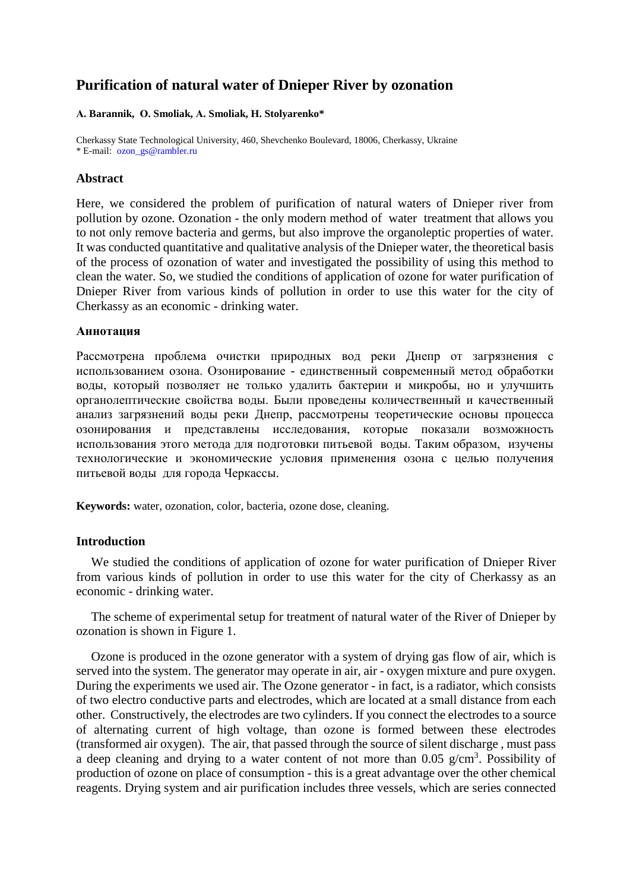# Purification of natural water of Dnieper River by ozonation

**A. Barannik, O. Smoliak, A. Smoliak, H. Stolyarenko***

Cherkassy State Technological University, 460, Shevchenko Boulevard, 18006, Cherkassy, Ukraine
* E-mail: ozon_gs@rambler.ru

## Abstract

Here, we considered the problem of purification of natural waters of Dnieper river from pollution by ozone. Ozonation - the only modern method of water treatment that allows you to not only remove bacteria and germs, but also improve the organoleptic properties of water. It was conducted quantitative and qualitative analysis of the Dnieper water, the theoretical basis of the process of ozonation of water and investigated the possibility of using this method to clean the water. So, we studied the conditions of application of ozone for water purification of Dnieper River from various kinds of pollution in order to use this water for the city of Cherkassy as an economic - drinking water.

## Аннотация

Рассмотрена проблема очистки природных вод реки Днепр от загрязнения с использованием озона. Озонирование - единственный современный метод обработки воды, который позволяет не только удалить бактерии и микробы, но и улучшить органолептические свойства воды. Были проведены количественный и качественный анализ загрязнений воды реки Днепр, рассмотрены теоретические основы процесса озонирования и представлены исследования, которые показали возможность использования этого метода для подготовки питьевой воды. Таким образом, изучены технологические и экономические условия применения озона с целью получения питьевой воды для города Черкассы.

**Keywords:** water, ozonation, color, bacteria, ozone dose, cleaning.

## Introduction

We studied the conditions of application of ozone for water purification of Dnieper River from various kinds of pollution in order to use this water for the city of Cherkassy as an economic - drinking water.

The scheme of experimental setup for treatment of natural water of the River of Dnieper by ozonation is shown in Figure 1.

Ozone is produced in the ozone generator with a system of drying gas flow of air, which is served into the system. The generator may operate in air, air - oxygen mixture and pure oxygen. During the experiments we used air. The Ozone generator - in fact, is a radiator, which consists of two electro conductive parts and electrodes, which are located at a small distance from each other. Constructively, the electrodes are two cylinders. If you connect the electrodes to a source of alternating current of high voltage, than ozone is formed between these electrodes (transformed air oxygen). The air, that passed through the source of silent discharge , must pass a deep cleaning and drying to a water content of not more than 0.05 $g/cm^3$. Possibility of production of ozone on place of consumption - this is a great advantage over the other chemical reagents. Drying system and air purification includes three vessels, which are series connected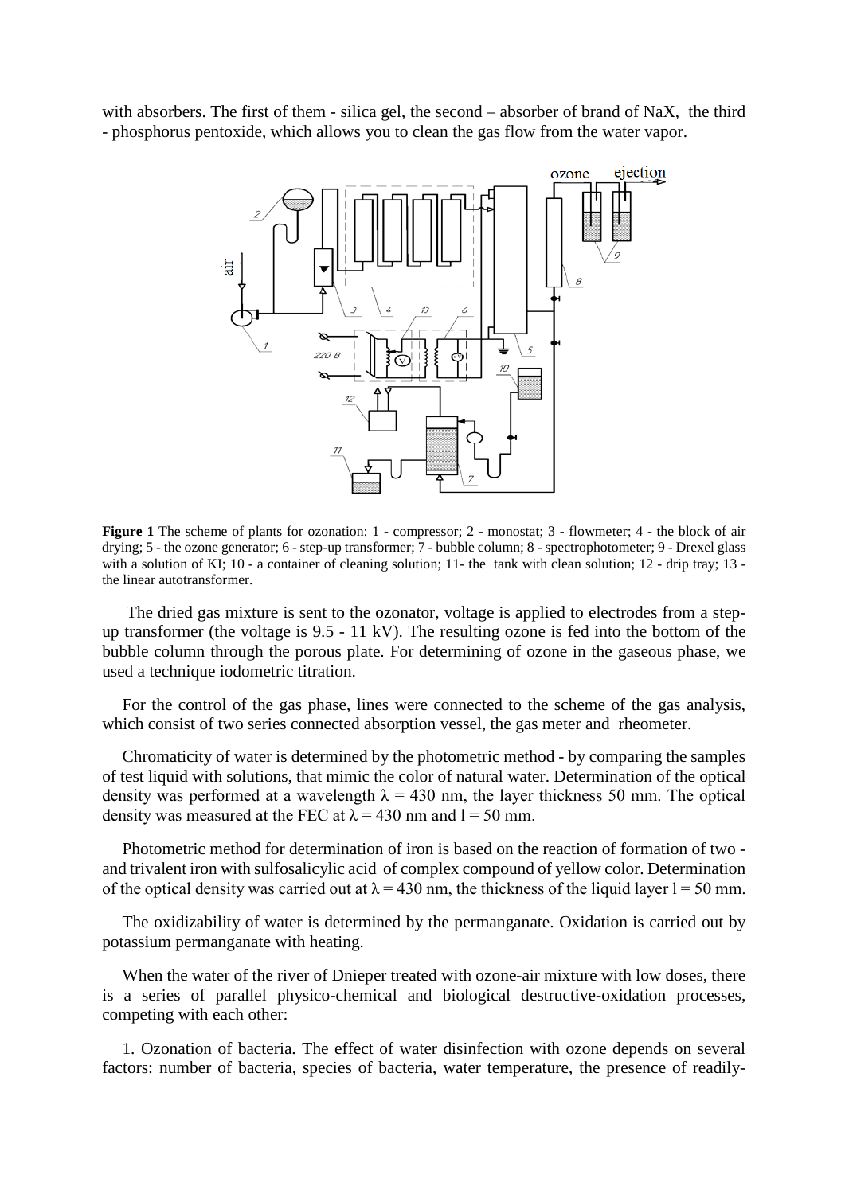with absorbers. The first of them - silica gel, the second – absorber of brand of NaX, the third - phosphorus pentoxide, which allows you to clean the gas flow from the water vapor.

**Figure 1** The scheme of plants for ozonation: 1 - compressor; 2 - monostat; 3 - flowmeter; 4 - the block of air drying; 5 - the ozone generator; 6 - step-up transformer; 7 - bubble column; 8 - spectrophotometer; 9 - Drexel glass with a solution of KI; 10 - a container of cleaning solution; 11- the tank with clean solution; 12 - drip tray; 13 - the linear autotransformer.

The dried gas mixture is sent to the ozonator, voltage is applied to electrodes from a step-up transformer (the voltage is 9.5 - 11 kV). The resulting ozone is fed into the bottom of the bubble column through the porous plate. For determining of ozone in the gaseous phase, we used a technique iodometric titration.

For the control of the gas phase, lines were connected to the scheme of the gas analysis, which consist of two series connected absorption vessel, the gas meter and rheometer.

Chromaticity of water is determined by the photometric method - by comparing the samples of test liquid with solutions, that mimic the color of natural water. Determination of the optical density was performed at a wavelength $\lambda = 430$ nm, the layer thickness 50 mm. The optical density was measured at the FEC at $\lambda = 430$ nm and $l = 50$ mm.

Photometric method for determination of iron is based on the reaction of formation of two - and trivalent iron with sulfosalicylic acid of complex compound of yellow color. Determination of the optical density was carried out at $\lambda = 430$ nm, the thickness of the liquid layer $l = 50$ mm.

The oxidizability of water is determined by the permanganate. Oxidation is carried out by potassium permanganate with heating.

When the water of the river of Dnieper treated with ozone-air mixture with low doses, there is a series of parallel physico-chemical and biological destructive-oxidation processes, competing with each other:

1. Ozonation of bacteria. The effect of water disinfection with ozone depends on several factors: number of bacteria, species of bacteria, water temperature, the presence of readily-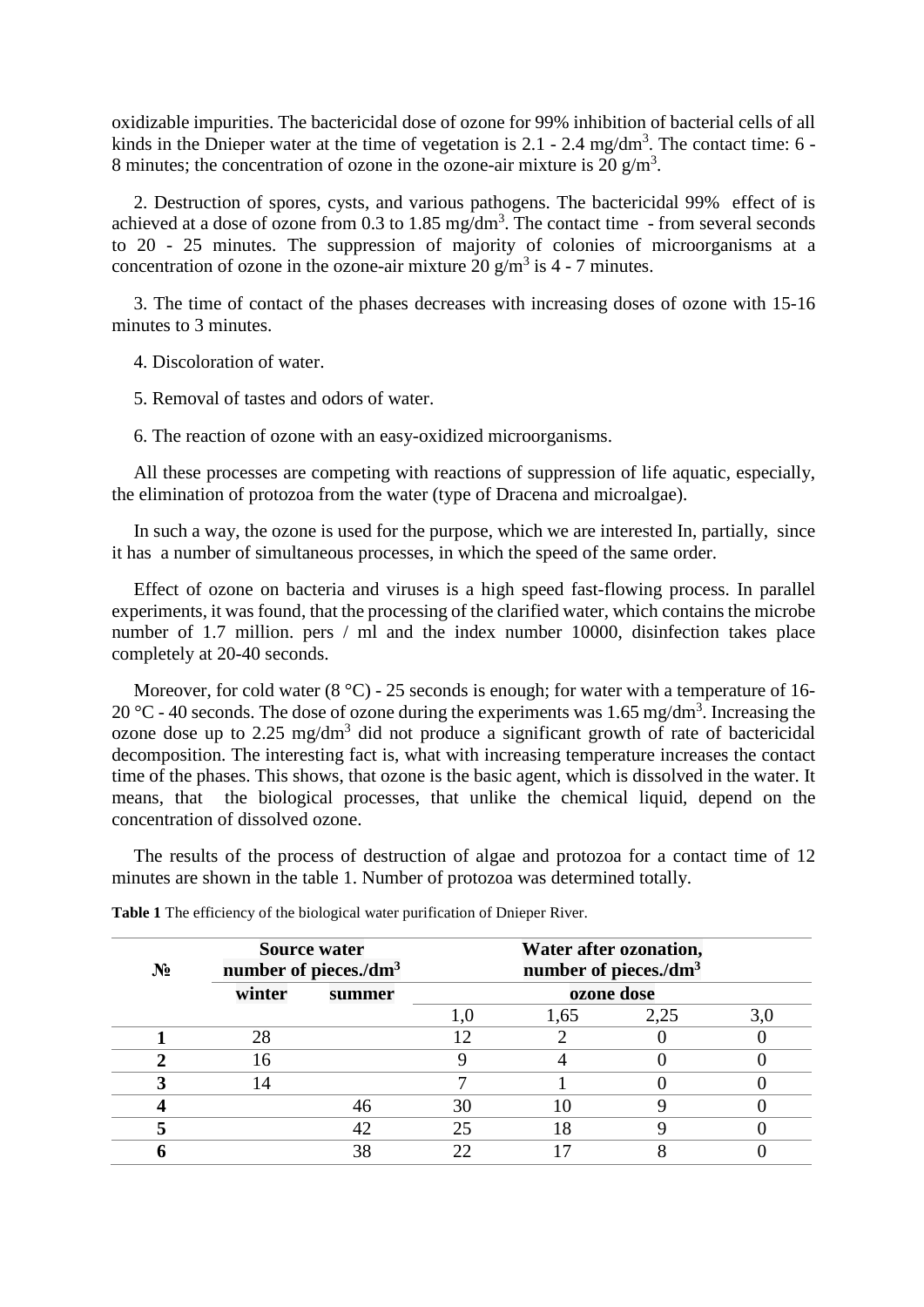oxidizable impurities. The bactericidal dose of ozone for 99% inhibition of bacterial cells of all kinds in the Dnieper water at the time of vegetation is 2.1 - 2.4 mg/dm$^3$. The contact time: 6 - 8 minutes; the concentration of ozone in the ozone-air mixture is 20 g/m$^3$.

2. Destruction of spores, cysts, and various pathogens. The bactericidal 99% effect of is achieved at a dose of ozone from 0.3 to 1.85 mg/dm$^3$. The contact time - from several seconds to 20 - 25 minutes. The suppression of majority of colonies of microorganisms at a concentration of ozone in the ozone-air mixture 20 g/m$^3$ is 4 - 7 minutes.

3. The time of contact of the phases decreases with increasing doses of ozone with 15-16 minutes to 3 minutes.

4. Discoloration of water.

5. Removal of tastes and odors of water.

6. The reaction of ozone with an easy-oxidized microorganisms.

All these processes are competing with reactions of suppression of life aquatic, especially, the elimination of protozoa from the water (type of Dracena and microalgae).

In such a way, the ozone is used for the purpose, which we are interested In, partially, since it has a number of simultaneous processes, in which the speed of the same order.

Effect of ozone on bacteria and viruses is a high speed fast-flowing process. In parallel experiments, it was found, that the processing of the clarified water, which contains the microbe number of 1.7 million. pers / ml and the index number 10000, disinfection takes place completely at 20-40 seconds.

Moreover, for cold water (8 °C) - 25 seconds is enough; for water with a temperature of 16-20 °C - 40 seconds. The dose of ozone during the experiments was 1.65 mg/dm$^3$. Increasing the ozone dose up to 2.25 mg/dm$^3$ did not produce a significant growth of rate of bactericidal decomposition. The interesting fact is, what with increasing temperature increases the contact time of the phases. This shows, that ozone is the basic agent, which is dissolved in the water. It means, that the biological processes, that unlike the chemical liquid, depend on the concentration of dissolved ozone.

The results of the process of destruction of algae and protozoa for a contact time of 12 minutes are shown in the table 1. Number of protozoa was determined totally.

**Table 1** The efficiency of the biological water purification of Dnieper River.

| **№** | **Source water number of pieces./dm$^3$** | | **Water after ozonation, number of pieces./dm$^3$** | | | |
|---|---|---|---|---|---|---|
| | **winter** | **summer** | **ozone dose** | | | |
| | | | 1,0 | 1,65 | 2,25 | 3,0 |
| **1** | 28 | | 12 | 2 | 0 | 0 |
| **2** | 16 | | 9 | 4 | 0 | 0 |
| **3** | 14 | | 7 | 1 | 0 | 0 |
| **4** | | 46 | 30 | 10 | 9 | 0 |
| **5** | | 42 | 25 | 18 | 9 | 0 |
| **6** | | 38 | 22 | 17 | 8 | 0 |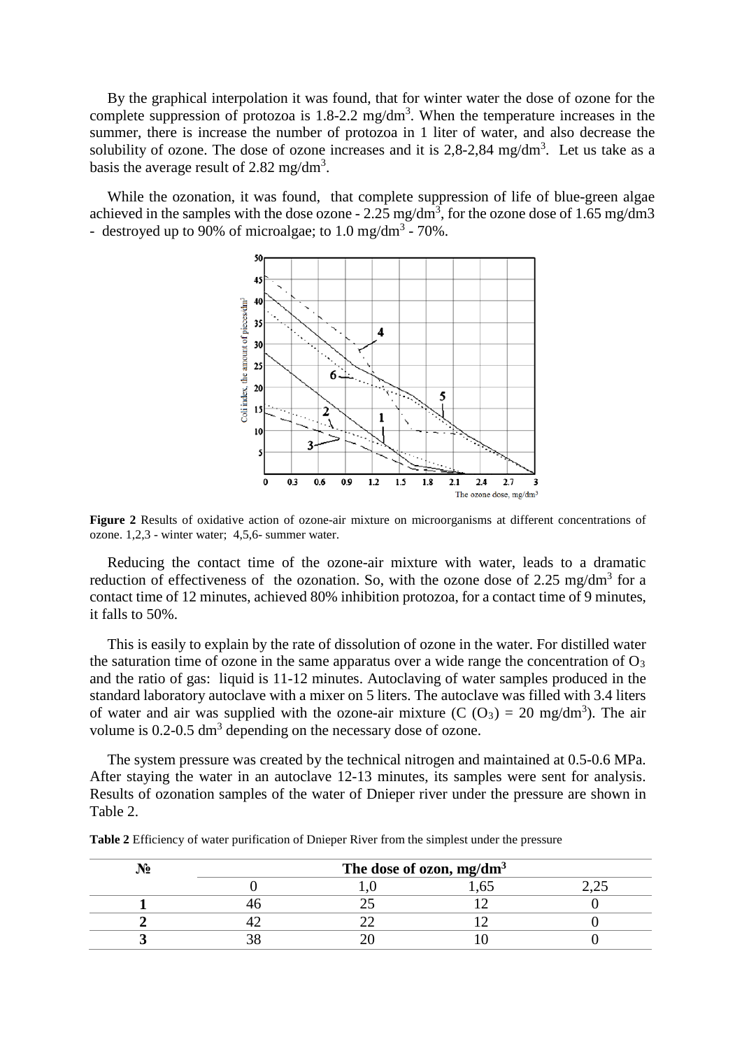By the graphical interpolation it was found, that for winter water the dose of ozone for the complete suppression of protozoa is 1.8-2.2 mg/dm$^3$. When the temperature increases in the summer, there is increase the number of protozoa in 1 liter of water, and also decrease the solubility of ozone. The dose of ozone increases and it is 2,8-2,84 mg/dm$^3$. Let us take as a basis the average result of 2.82 mg/dm$^3$.

While the ozonation, it was found, that complete suppression of life of blue-green algae achieved in the samples with the dose ozone - 2.25 mg/dm$^3$, for the ozone dose of 1.65 mg/dm3 - destroyed up to 90% of microalgae; to 1.0 mg/dm$^3$ - 70%.

**Figure 2** Results of oxidative action of ozone-air mixture on microorganisms at different concentrations of ozone. 1,2,3 - winter water; 4,5,6- summer water.

Reducing the contact time of the ozone-air mixture with water, leads to a dramatic reduction of effectiveness of the ozonation. So, with the ozone dose of 2.25 mg/dm$^3$ for a contact time of 12 minutes, achieved 80% inhibition protozoa, for a contact time of 9 minutes, it falls to 50%.

This is easily to explain by the rate of dissolution of ozone in the water. For distilled water the saturation time of ozone in the same apparatus over a wide range the concentration of $O_3$ and the ratio of gas: liquid is 11-12 minutes. Autoclaving of water samples produced in the standard laboratory autoclave with a mixer on 5 liters. The autoclave was filled with 3.4 liters of water and air was supplied with the ozone-air mixture (C ($O_3$) = 20 mg/dm$^3$). The air volume is 0.2-0.5 dm$^3$ depending on the necessary dose of ozone.

The system pressure was created by the technical nitrogen and maintained at 0.5-0.6 MPa. After staying the water in an autoclave 12-13 minutes, its samples were sent for analysis. Results of ozonation samples of the water of Dnieper river under the pressure are shown in Table 2.

**Table 2** Efficiency of water purification of Dnieper River from the simplest under the pressure

| № | The dose of ozon, mg/dm$^3$ | | | |
|---|---|---|---|---|
| | 0 | 1,0 | 1,65 | 2,25 |
| **1** | 46 | 25 | 12 | 0 |
| **2** | 42 | 22 | 12 | 0 |
| **3** | 38 | 20 | 10 | 0 |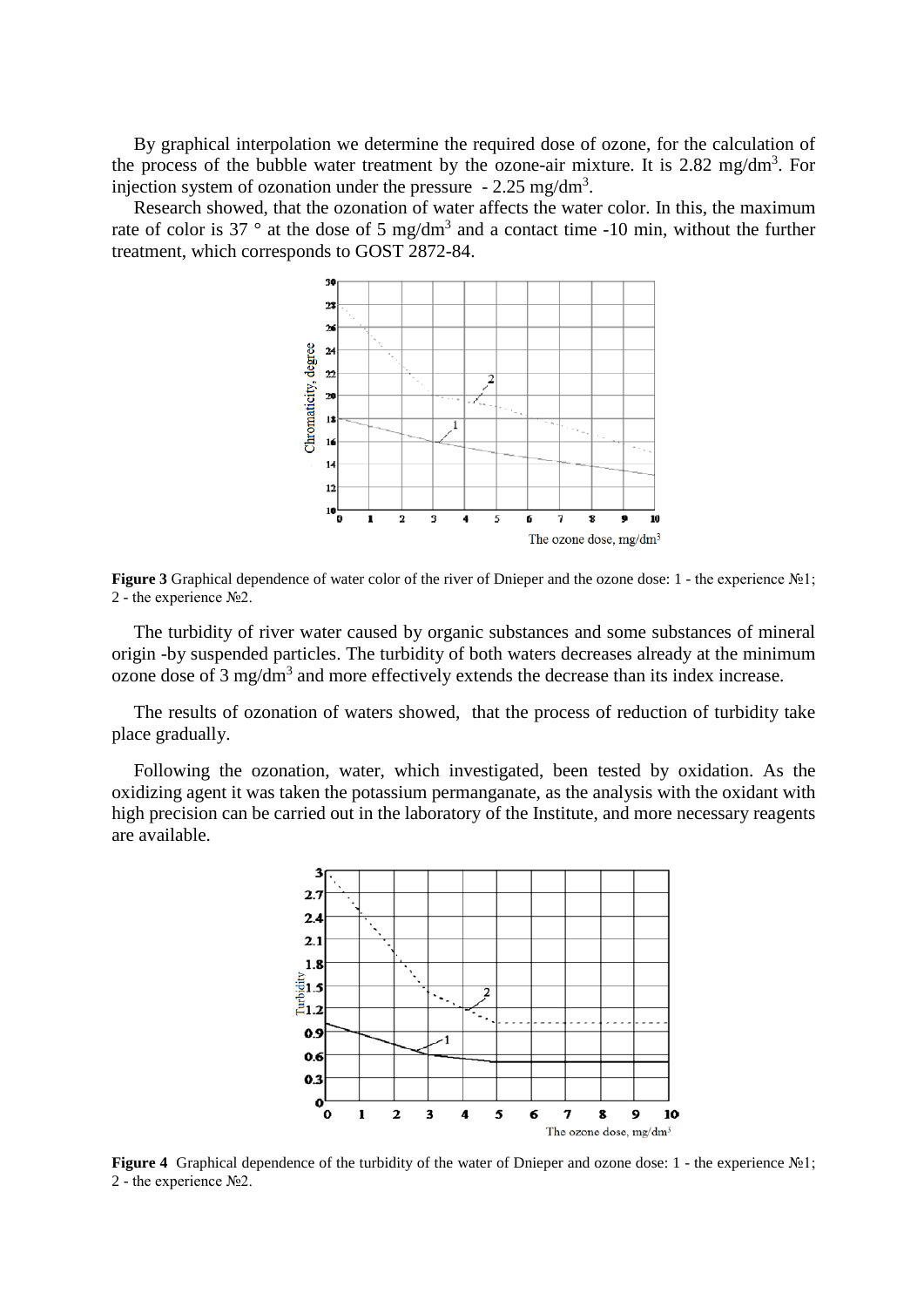By graphical interpolation we determine the required dose of ozone, for the calculation of the process of the bubble water treatment by the ozone-air mixture. It is 2.82 mg/dm$^3$. For injection system of ozonation under the pressure - 2.25 mg/dm$^3$.

Research showed, that the ozonation of water affects the water color. In this, the maximum rate of color is 37 ° at the dose of 5 mg/dm$^3$ and a contact time -10 min, without the further treatment, which corresponds to GOST 2872-84.

**Figure 3** Graphical dependence of water color of the river of Dnieper and the ozone dose: 1 - the experience №1; 2 - the experience №2.

The turbidity of river water caused by organic substances and some substances of mineral origin -by suspended particles. The turbidity of both waters decreases already at the minimum ozone dose of 3 mg/dm$^3$ and more effectively extends the decrease than its index increase.

The results of ozonation of waters showed, that the process of reduction of turbidity take place gradually.

Following the ozonation, water, which investigated, been tested by oxidation. As the oxidizing agent it was taken the potassium permanganate, as the analysis with the oxidant with high precision can be carried out in the laboratory of the Institute, and more necessary reagents are available.

**Figure 4** Graphical dependence of the turbidity of the water of Dnieper and ozone dose: 1 - the experience №1; 2 - the experience №2.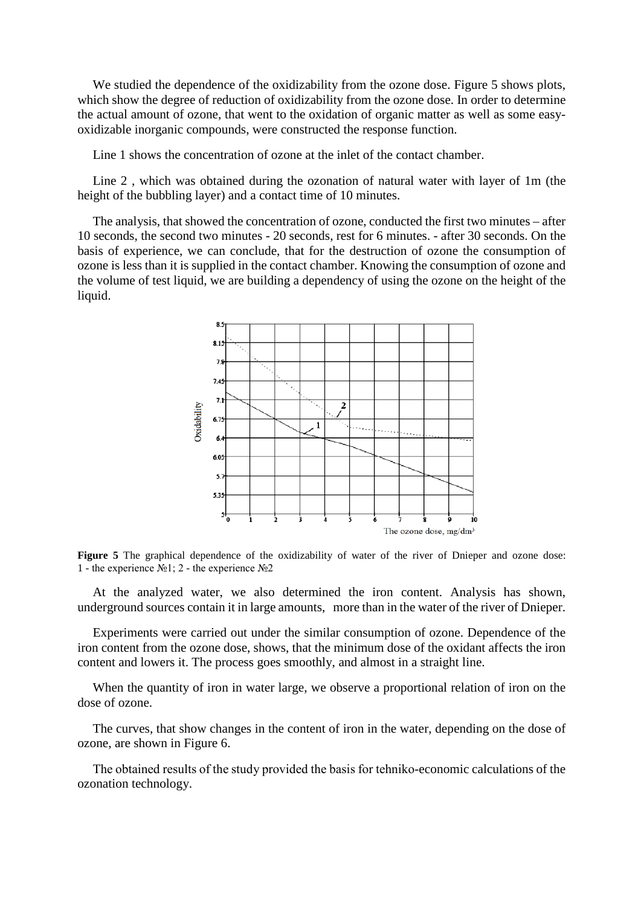We studied the dependence of the oxidizability from the ozone dose. Figure 5 shows plots, which show the degree of reduction of oxidizability from the ozone dose. In order to determine the actual amount of ozone, that went to the oxidation of organic matter as well as some easy-oxidizable inorganic compounds, were constructed the response function.

Line 1 shows the concentration of ozone at the inlet of the contact chamber.

Line 2 , which was obtained during the ozonation of natural water with layer of 1m (the height of the bubbling layer) and a contact time of 10 minutes.

The analysis, that showed the concentration of ozone, conducted the first two minutes – after 10 seconds, the second two minutes - 20 seconds, rest for 6 minutes. - after 30 seconds. On the basis of experience, we can conclude, that for the destruction of ozone the consumption of ozone is less than it is supplied in the contact chamber. Knowing the consumption of ozone and the volume of test liquid, we are building a dependency of using the ozone on the height of the liquid.

**Figure 5** The graphical dependence of the oxidizability of water of the river of Dnieper and ozone dose: 1 - the experience №1; 2 - the experience №2

At the analyzed water, we also determined the iron content. Analysis has shown, underground sources contain it in large amounts, more than in the water of the river of Dnieper.

Experiments were carried out under the similar consumption of ozone. Dependence of the iron content from the ozone dose, shows, that the minimum dose of the oxidant affects the iron content and lowers it. The process goes smoothly, and almost in a straight line.

When the quantity of iron in water large, we observe a proportional relation of iron on the dose of ozone.

The curves, that show changes in the content of iron in the water, depending on the dose of ozone, are shown in Figure 6.

The obtained results of the study provided the basis for tehniko-economic calculations of the ozonation technology.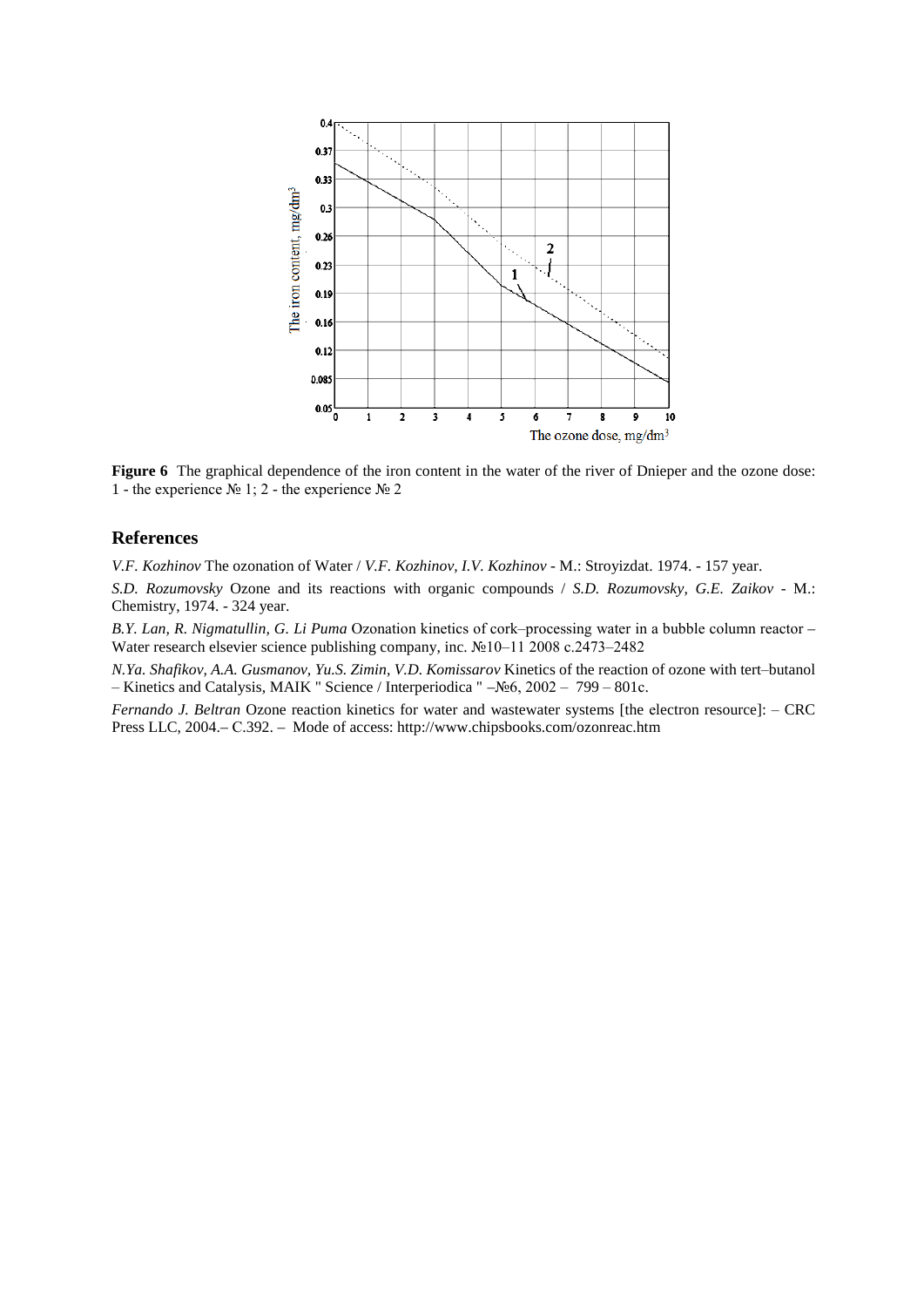0.4
0.37
0.33
0.3
0.26
0.23
0.19
0.16
0.12
0.085
0.05

The iron content, mg/dm³

0 1 2 3 4 5 6 7 8 9 10

The ozone dose, mg/dm³

1
2

**Figure 6** The graphical dependence of the iron content in the water of the river of Dnieper and the ozone dose: 1 - the experience № 1; 2 - the experience № 2

## References

*V.F. Kozhinov* The ozonation of Water / *V.F. Kozhinov, I.V. Kozhinov* - M.: Stroyizdat. 1974. - 157 year.

*S.D. Rozumovsky* Ozone and its reactions with organic compounds / *S.D. Rozumovsky, G.E. Zaikov* - M.: Chemistry, 1974. - 324 year.

*B.Y. Lan, R. Nigmatullin, G. Li Puma* Ozonation kinetics of cork–processing water in a bubble column reactor – Water research elsevier science publishing company, inc. №10–11 2008 c.2473–2482

*N.Ya. Shafikov, A.A. Gusmanov, Yu.S. Zimin, V.D. Komissarov* Kinetics of the reaction of ozone with tert–butanol – Kinetics and Catalysis, MAIK " Science / Interperiodica " –№6, 2002 – 799 – 801c.

*Fernando J. Beltran* Ozone reaction kinetics for water and wastewater systems [the electron resource]: – CRC Press LLC, 2004.– C.392. – Mode of access: http://www.chipsbooks.com/ozonreac.htm